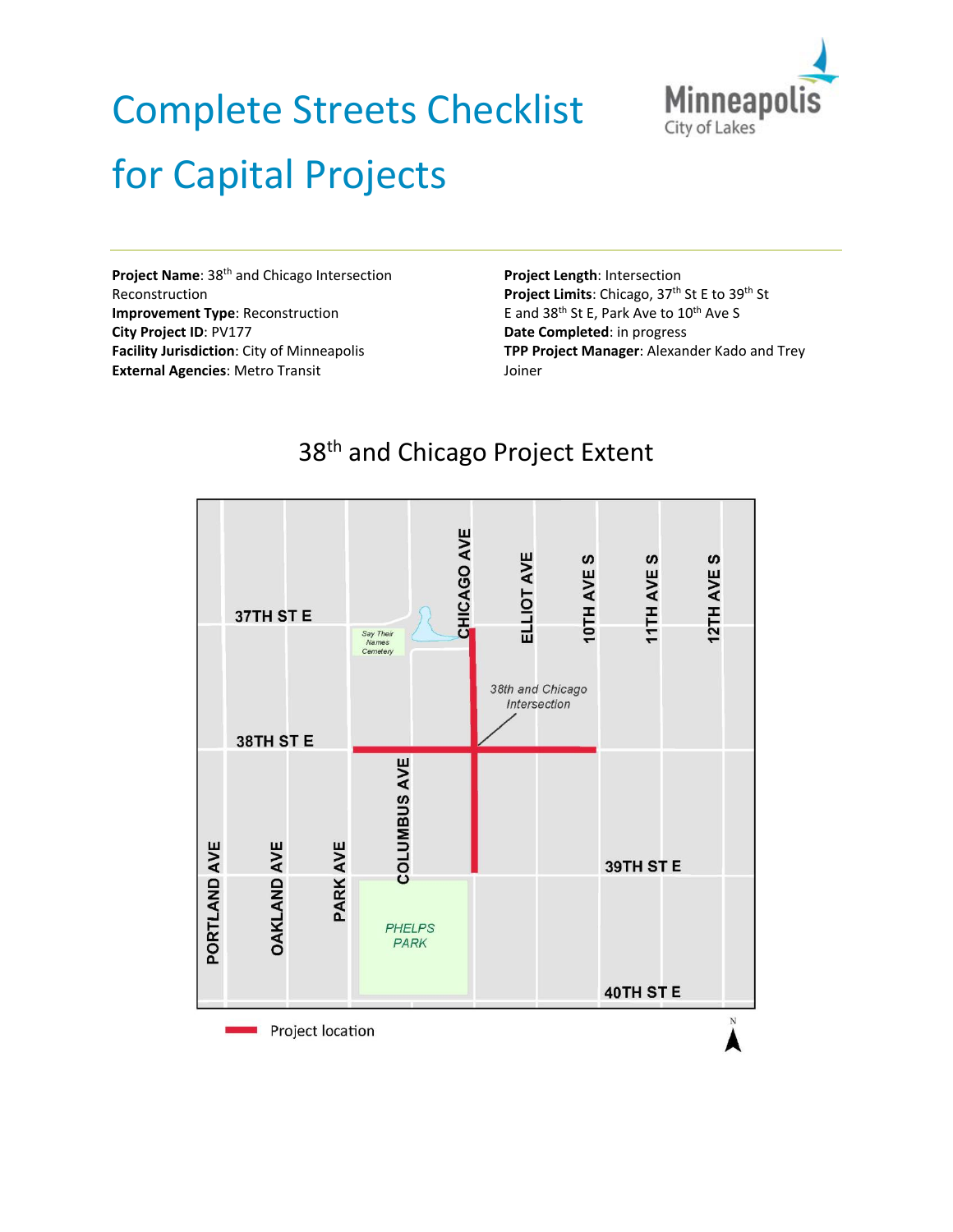# Complete Streets Checklist for Capital Projects

Minneapolis City of Lakes

**Project Name**: 38th and Chicago Intersection Reconstruction
**Improvement Type**: Reconstruction
**City Project ID**: PV177
**Facility Jurisdiction**: City of Minneapolis
**External Agencies**: Metro Transit

**Project Length**: Intersection
**Project Limits**: Chicago, 37th St E to 39th St E and 38th St E, Park Ave to 10th Ave S
**Date Completed**: in progress
**TPP Project Manager**: Alexander Kado and Trey Joiner

## 38th and Chicago Project Extent

37TH ST E
38TH ST E
39TH ST E
40TH ST E
PORTLAND AVE
OAKLAND AVE
PARK AVE
COLUMBUS AVE
CHICAGO AVE
ELLIOT AVE
10TH AVE S
11TH AVE S
12TH AVE S
Say Their Names Cemetery
PHELPS PARK
38th and Chicago Intersection

Project location

N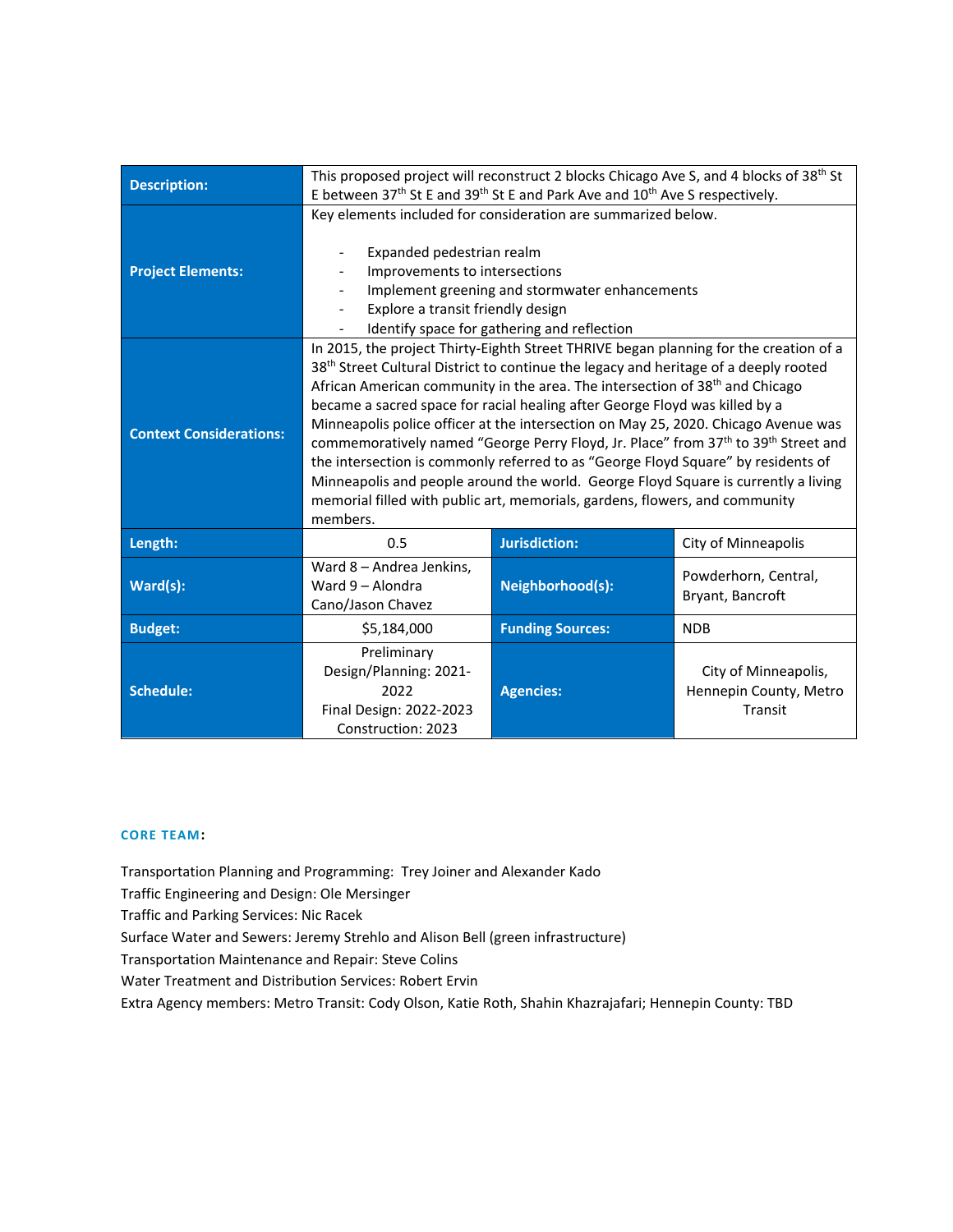| Description: | This proposed project will reconstruct 2 blocks Chicago Ave S, and 4 blocks of 38th St E between 37th St E and 39th St E and Park Ave and 10th Ave S respectively. | | |
|---|---|---|---|
| Project Elements: | Key elements included for consideration are summarized below.<br><br>- Expanded pedestrian realm<br>- Improvements to intersections<br>- Implement greening and stormwater enhancements<br>- Explore a transit friendly design<br>- Identify space for gathering and reflection | | |
| Context Considerations: | In 2015, the project Thirty-Eighth Street THRIVE began planning for the creation of a 38th Street Cultural District to continue the legacy and heritage of a deeply rooted African American community in the area. The intersection of 38th and Chicago became a sacred space for racial healing after George Floyd was killed by a Minneapolis police officer at the intersection on May 25, 2020. Chicago Avenue was commemoratively named "George Perry Floyd, Jr. Place" from 37th to 39th Street and the intersection is commonly referred to as "George Floyd Square" by residents of Minneapolis and people around the world. George Floyd Square is currently a living memorial filled with public art, memorials, gardens, flowers, and community members. | | |
| Length: | 0.5 | Jurisdiction: | City of Minneapolis |
| Ward(s): | Ward 8 – Andrea Jenkins, Ward 9 – Alondra Cano/Jason Chavez | Neighborhood(s): | Powderhorn, Central, Bryant, Bancroft |
| Budget: | $5,184,000 | Funding Sources: | NDB |
| Schedule: | Preliminary Design/Planning: 2021-2022<br>Final Design: 2022-2023<br>Construction: 2023 | Agencies: | City of Minneapolis, Hennepin County, Metro Transit |

**CORE TEAM:**

Transportation Planning and Programming: Trey Joiner and Alexander Kado
Traffic Engineering and Design: Ole Mersinger
Traffic and Parking Services: Nic Racek
Surface Water and Sewers: Jeremy Strehlo and Alison Bell (green infrastructure)
Transportation Maintenance and Repair: Steve Colins
Water Treatment and Distribution Services: Robert Ervin
Extra Agency members: Metro Transit: Cody Olson, Katie Roth, Shahin Khazrajafari; Hennepin County: TBD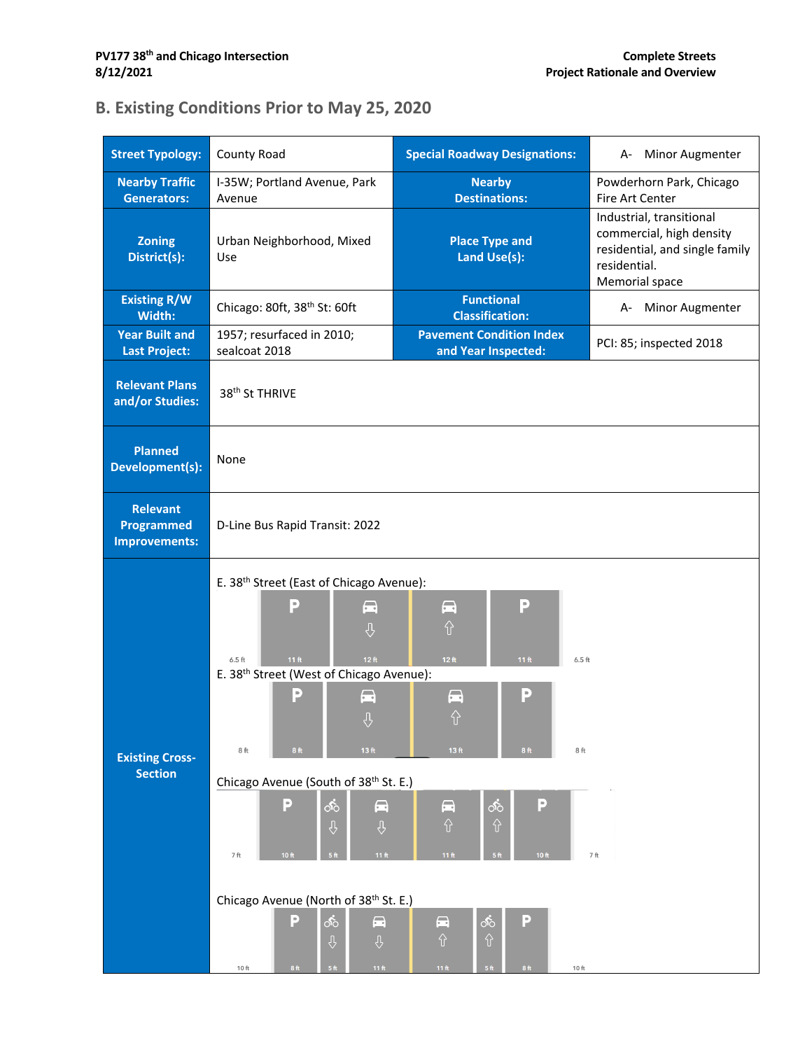## B. Existing Conditions Prior to May 25, 2020

| Street Typology: | County Road | Special Roadway Designations: | A- Minor Augmenter |
|---|---|---|---|
| Nearby Traffic Generators: | I-35W; Portland Avenue, Park Avenue | Nearby Destinations: | Powderhorn Park, Chicago Fire Art Center |
| Zoning District(s): | Urban Neighborhood, Mixed Use | Place Type and Land Use(s): | Industrial, transitional commercial, high density residential, and single family residential. Memorial space |
| Existing R/W Width: | Chicago: 80ft, 38th St: 60ft | Functional Classification: | A- Minor Augmenter |
| Year Built and Last Project: | 1957; resurfaced in 2010; sealcoat 2018 | Pavement Condition Index and Year Inspected: | PCI: 85; inspected 2018 |
| Relevant Plans and/or Studies: | 38th St THRIVE | | |
| Planned Development(s): | None | | |
| Relevant Programmed Improvements: | D-Line Bus Rapid Transit: 2022 | | |
| Existing Cross-Section | E. 38th Street (East of Chicago Avenue): 6.5 ft \| P 11 ft \| ⇩ 12 ft \| ⇧ 12 ft \| P 11 ft \| 6.5 ft<br>E. 38th Street (West of Chicago Avenue): 8 ft \| P 8 ft \| ⇩ 13 ft \| ⇧ 13 ft \| P 8 ft \| 8 ft<br>Chicago Avenue (South of 38th St. E.): 7 ft \| P 10 ft \| Bike ⇩ 5 ft \| ⇩ 11 ft \| ⇧ 11 ft \| Bike ⇧ 5 ft \| P 10 ft \| 7 ft<br>Chicago Avenue (North of 38th St. E.): 10 ft \| P 8 ft \| Bike ⇩ 5 ft \| ⇩ 11 ft \| ⇧ 11 ft \| Bike ⇧ 5 ft \| P 8 ft \| 10 ft | | |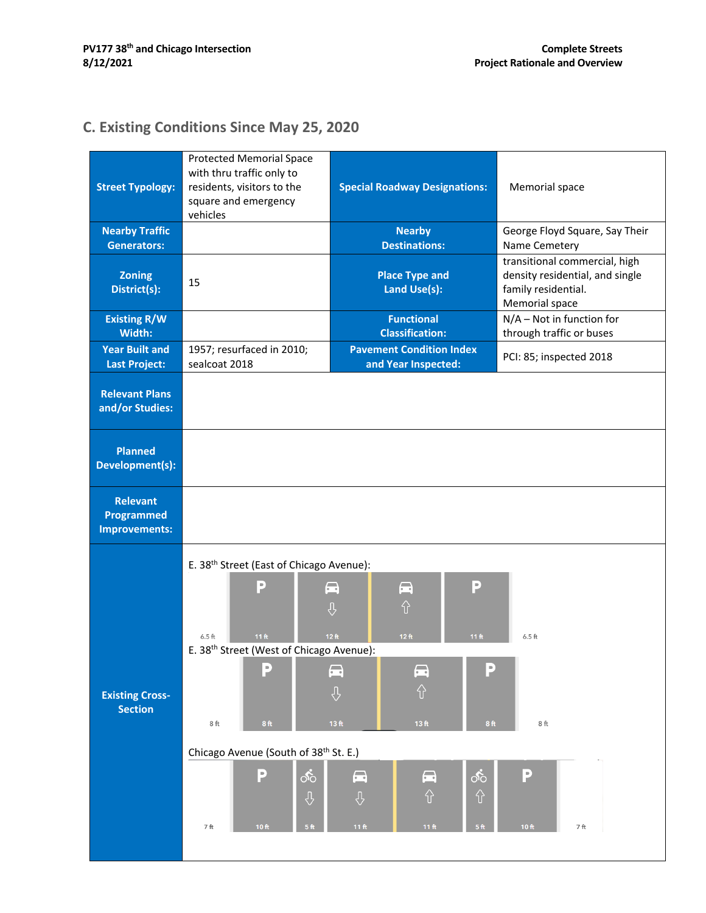## C. Existing Conditions Since May 25, 2020

| Street Typology: | Protected Memorial Space with thru traffic only to residents, visitors to the square and emergency vehicles | Special Roadway Designations: | Memorial space |
|---|---|---|---|
| Nearby Traffic Generators: | | Nearby Destinations: | George Floyd Square, Say Their Name Cemetery |
| Zoning District(s): | 15 | Place Type and Land Use(s): | transitional commercial, high density residential, and single family residential. Memorial space |
| Existing R/W Width: | | Functional Classification: | N/A – Not in function for through traffic or buses |
| Year Built and Last Project: | 1957; resurfaced in 2010; sealcoat 2018 | Pavement Condition Index and Year Inspected: | PCI: 85; inspected 2018 |
| Relevant Plans and/or Studies: | | | |
| Planned Development(s): | | | |
| Relevant Programmed Improvements: | | | |
| Existing Cross-Section | E. 38th Street (East of Chicago Avenue): 6.5 ft, 11 ft (P), 12 ft (↓), 12 ft (↑), 11 ft (P), 6.5 ft<br>E. 38th Street (West of Chicago Avenue): 8 ft, 8 ft (P), 13 ft (↓), 13 ft (↑), 8 ft (P), 8 ft<br>Chicago Avenue (South of 38th St. E.): 7 ft, 10 ft (P), 5 ft (bike ↓), 11 ft (↓), 11 ft (↑), 5 ft (bike ↑), 10 ft (P), 7 ft | | |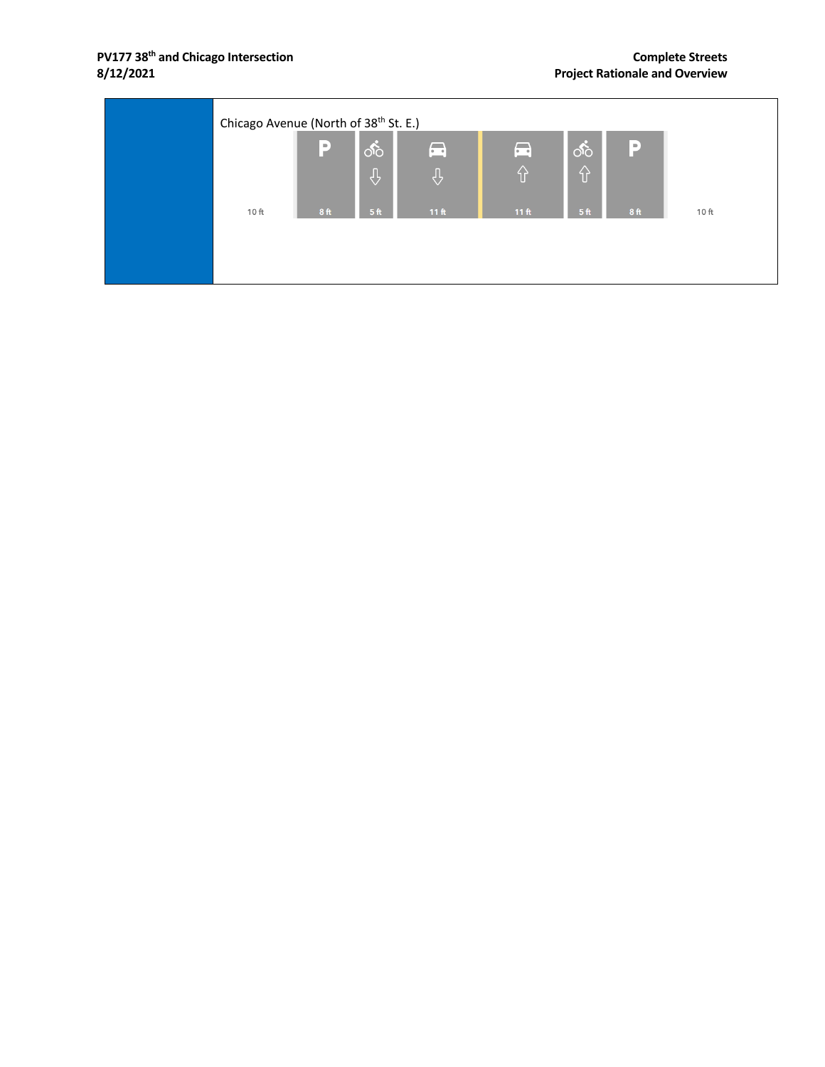Chicago Avenue (North of 38th St. E.)

| 10 ft | 8 ft | 5 ft | 11 ft | 11 ft | 5 ft | 8 ft | 10 ft |
| --- | --- | --- | --- | --- | --- | --- | --- |
| | P | Bike ↓ | Car ↓ | Car ↑ | Bike ↑ | P | |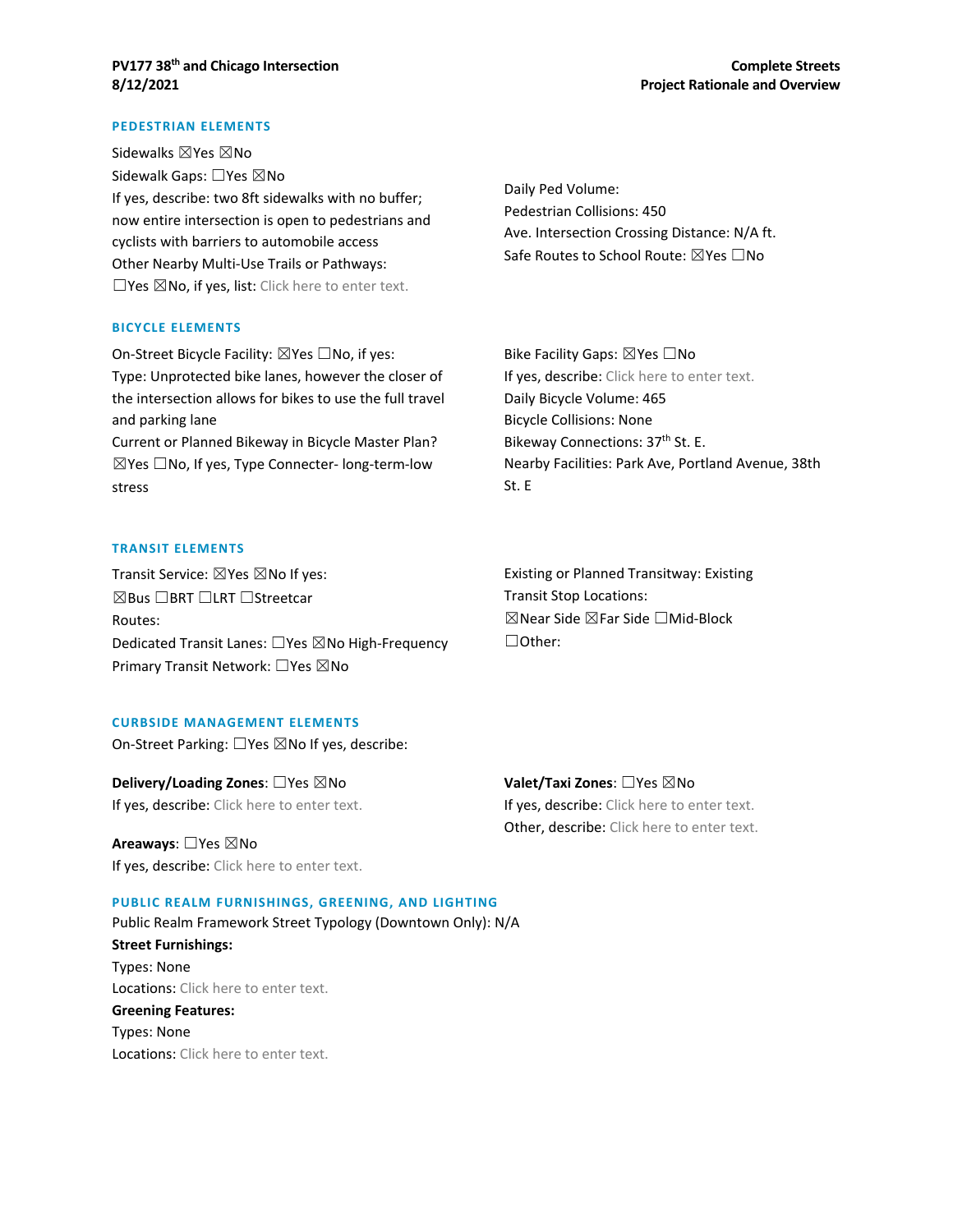## PEDESTRIAN ELEMENTS

Sidewalks ☒Yes ☒No

Sidewalk Gaps: ☐Yes ☒No

If yes, describe: two 8ft sidewalks with no buffer; now entire intersection is open to pedestrians and cyclists with barriers to automobile access

Other Nearby Multi-Use Trails or Pathways: ☐Yes ☒No, if yes, list: Click here to enter text.

Daily Ped Volume:

Pedestrian Collisions: 450

Ave. Intersection Crossing Distance: N/A ft.

Safe Routes to School Route: ☒Yes ☐No

## BICYCLE ELEMENTS

On-Street Bicycle Facility: ☒Yes ☐No, if yes:

Type: Unprotected bike lanes, however the closer of the intersection allows for bikes to use the full travel and parking lane

Current or Planned Bikeway in Bicycle Master Plan? ☒Yes ☐No, If yes, Type Connecter- long-term-low stress

Bike Facility Gaps: ☒Yes ☐No

If yes, describe: Click here to enter text.

Daily Bicycle Volume: 465

Bicycle Collisions: None

Bikeway Connections: 37th St. E.

Nearby Facilities: Park Ave, Portland Avenue, 38th St. E

## TRANSIT ELEMENTS

Transit Service: ☒Yes ☒No If yes:

☒Bus ☐BRT ☐LRT ☐Streetcar

Routes:

Dedicated Transit Lanes: ☐Yes ☒No High-Frequency Primary Transit Network: ☐Yes ☒No

Existing or Planned Transitway: Existing

Transit Stop Locations:

☒Near Side ☒Far Side ☐Mid-Block ☐Other:

## CURBSIDE MANAGEMENT ELEMENTS

On-Street Parking: ☐Yes ☒No If yes, describe:

**Delivery/Loading Zones**: ☐Yes ☒No

If yes, describe: Click here to enter text.

**Areaways**: ☐Yes ☒No

If yes, describe: Click here to enter text.

**Valet/Taxi Zones**: ☐Yes ☒No

If yes, describe: Click here to enter text.

Other, describe: Click here to enter text.

## PUBLIC REALM FURNISHINGS, GREENING, AND LIGHTING

Public Realm Framework Street Typology (Downtown Only): N/A

**Street Furnishings:**

Types: None

Locations: Click here to enter text.

**Greening Features:**

Types: None

Locations: Click here to enter text.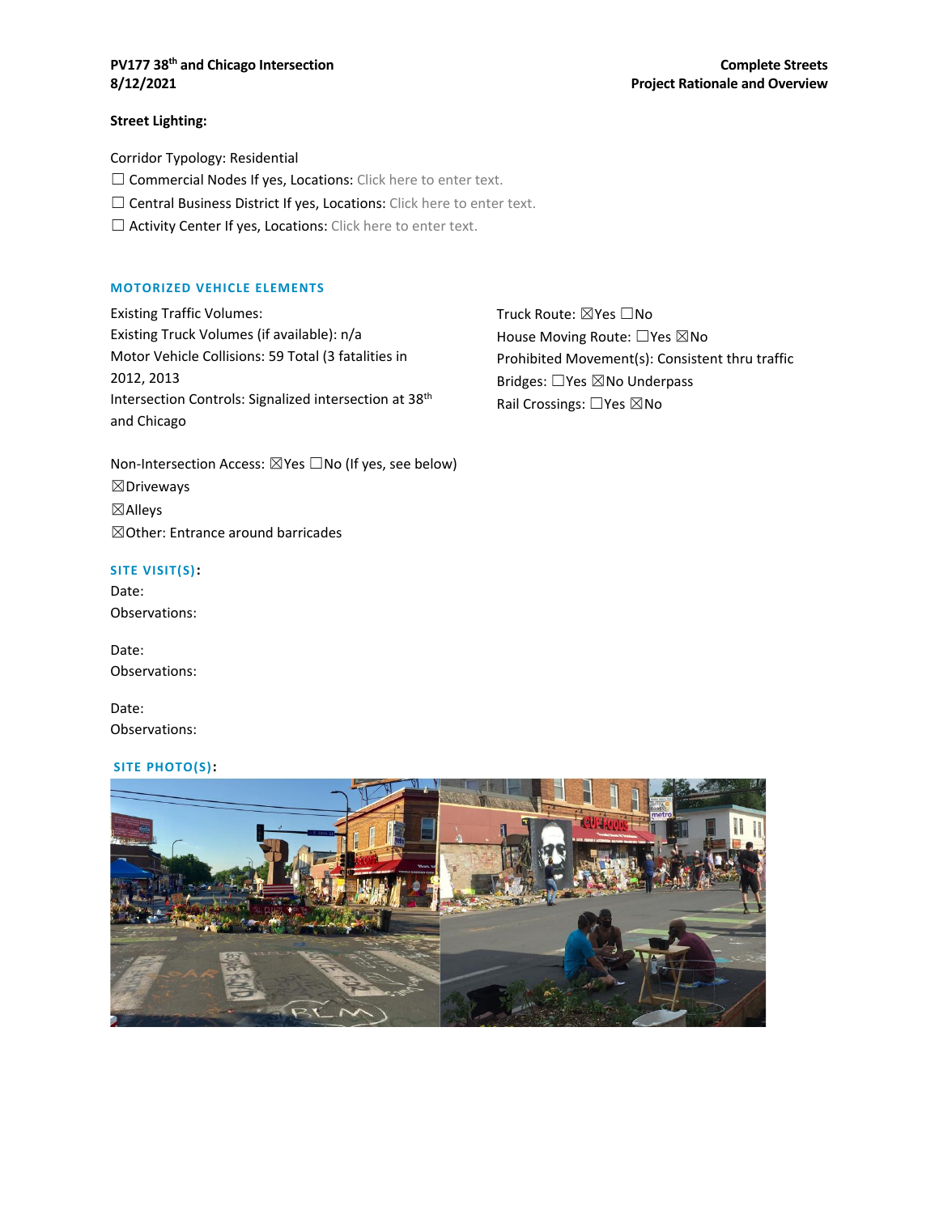**Street Lighting:**

Corridor Typology: Residential

☐ Commercial Nodes If yes, Locations: Click here to enter text.

☐ Central Business District If yes, Locations: Click here to enter text.

☐ Activity Center If yes, Locations: Click here to enter text.

## MOTORIZED VEHICLE ELEMENTS

Existing Traffic Volumes:

Existing Truck Volumes (if available): n/a

Motor Vehicle Collisions: 59 Total (3 fatalities in 2012, 2013

Intersection Controls: Signalized intersection at 38th and Chicago

Truck Route: ☒Yes ☐No

House Moving Route: ☐Yes ☒No

Prohibited Movement(s): Consistent thru traffic

Bridges: ☐Yes ☒No Underpass

Rail Crossings: ☐Yes ☒No

Non-Intersection Access: ☒Yes ☐No (If yes, see below)

☒Driveways

☒Alleys

☒Other: Entrance around barricades

## SITE VISIT(S):

Date:

Observations:

Date:

Observations:

Date:

Observations:

## SITE PHOTO(S):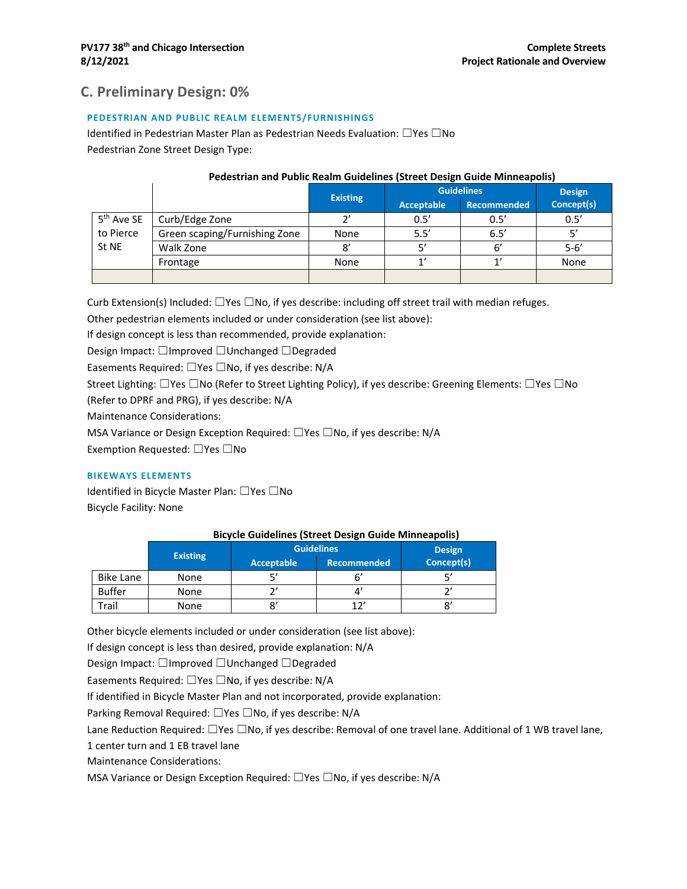## C. Preliminary Design: 0%

### PEDESTRIAN AND PUBLIC REALM ELEMENTS/FURNISHINGS

Identified in Pedestrian Master Plan as Pedestrian Needs Evaluation: ☐Yes ☐No

Pedestrian Zone Street Design Type:

**Pedestrian and Public Realm Guidelines (Street Design Guide Minneapolis)**

| | | Existing | Guidelines | | Design Concept(s) |
|---|---|---|---|---|---|
| | | | Acceptable | Recommended | |
| 5th Ave SE to Pierce St NE | Curb/Edge Zone | 2' | 0.5' | 0.5' | 0.5' |
| | Green scaping/Furnishing Zone | None | 5.5' | 6.5' | 5' |
| | Walk Zone | 8' | 5' | 6' | 5-6' |
| | Frontage | None | 1' | 1' | None |
| | | | | | |

Curb Extension(s) Included: ☐Yes ☐No, if yes describe: including off street trail with median refuges.

Other pedestrian elements included or under consideration (see list above):

If design concept is less than recommended, provide explanation:

Design Impact: ☐Improved ☐Unchanged ☐Degraded

Easements Required: ☐Yes ☐No, if yes describe: N/A

Street Lighting: ☐Yes ☐No (Refer to Street Lighting Policy), if yes describe: Greening Elements: ☐Yes ☐No (Refer to DPRF and PRG), if yes describe: N/A

Maintenance Considerations:

MSA Variance or Design Exception Required: ☐Yes ☐No, if yes describe: N/A

Exemption Requested: ☐Yes ☐No

### BIKEWAYS ELEMENTS

Identified in Bicycle Master Plan: ☐Yes ☐No

Bicycle Facility: None

**Bicycle Guidelines (Street Design Guide Minneapolis)**

| | Existing | Guidelines | | Design Concept(s) |
|---|---|---|---|---|
| | | Acceptable | Recommended | |
| Bike Lane | None | 5' | 6' | 5' |
| Buffer | None | 2' | 4' | 2' |
| Trail | None | 8' | 12' | 8' |

Other bicycle elements included or under consideration (see list above):

If design concept is less than desired, provide explanation: N/A

Design Impact: ☐Improved ☐Unchanged ☐Degraded

Easements Required: ☐Yes ☐No, if yes describe: N/A

If identified in Bicycle Master Plan and not incorporated, provide explanation:

Parking Removal Required: ☐Yes ☐No, if yes describe: N/A

Lane Reduction Required: ☐Yes ☐No, if yes describe: Removal of one travel lane. Additional of 1 WB travel lane, 1 center turn and 1 EB travel lane

Maintenance Considerations:

MSA Variance or Design Exception Required: ☐Yes ☐No, if yes describe: N/A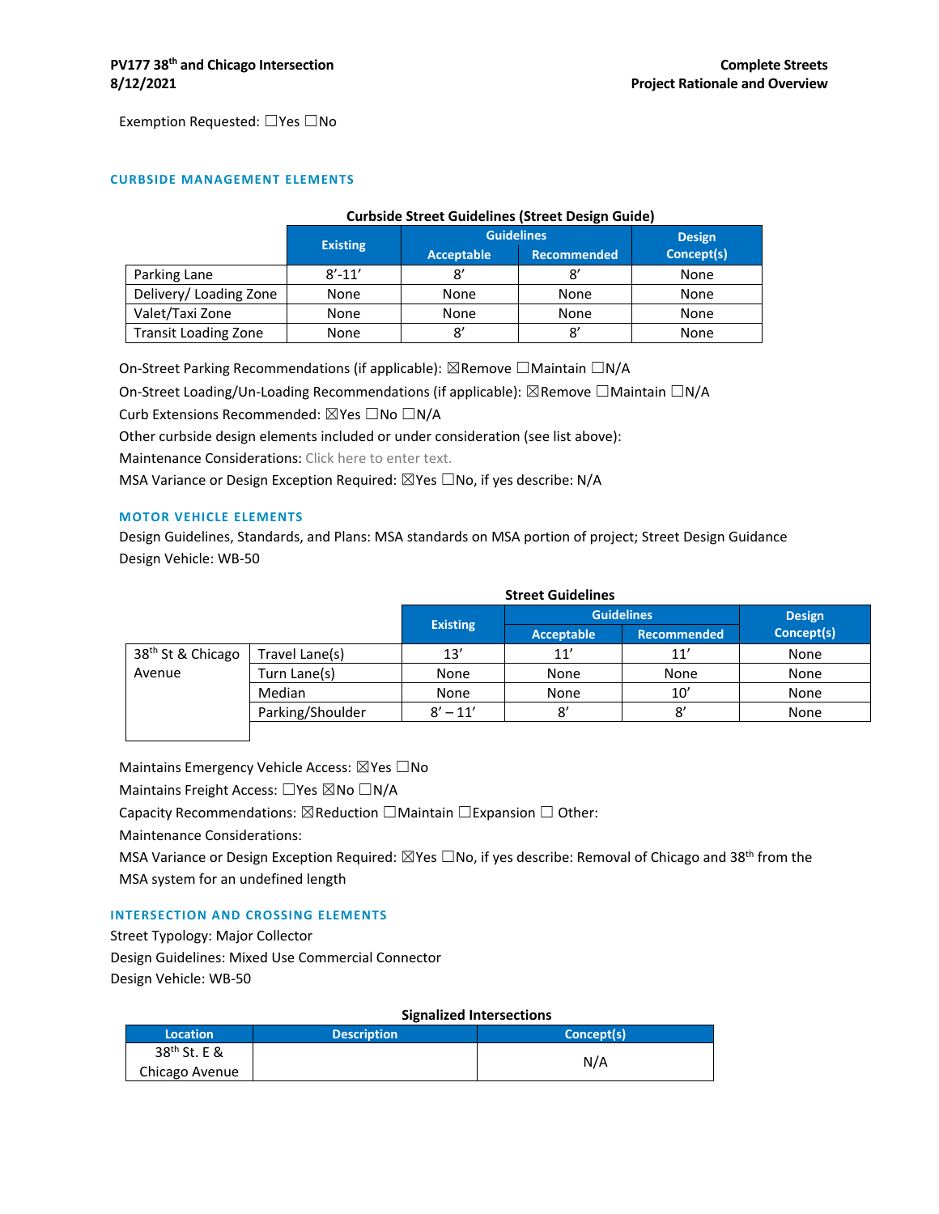Exemption Requested: ☐Yes ☐No

## CURBSIDE MANAGEMENT ELEMENTS

**Curbside Street Guidelines (Street Design Guide)**

| | Existing | Guidelines | | Design Concept(s) |
|---|---|---|---|---|
| | | Acceptable | Recommended | |
| Parking Lane | 8’-11’ | 8’ | 8’ | None |
| Delivery/ Loading Zone | None | None | None | None |
| Valet/Taxi Zone | None | None | None | None |
| Transit Loading Zone | None | 8’ | 8’ | None |

On-Street Parking Recommendations (if applicable): ☒Remove ☐Maintain ☐N/A

On-Street Loading/Un-Loading Recommendations (if applicable): ☒Remove ☐Maintain ☐N/A

Curb Extensions Recommended: ☒Yes ☐No ☐N/A

Other curbside design elements included or under consideration (see list above):

Maintenance Considerations: Click here to enter text.

MSA Variance or Design Exception Required: ☒Yes ☐No, if yes describe: N/A

## MOTOR VEHICLE ELEMENTS

Design Guidelines, Standards, and Plans: MSA standards on MSA portion of project; Street Design Guidance

Design Vehicle: WB-50

**Street Guidelines**

| | | Existing | Guidelines | | Design Concept(s) |
|---|---|---|---|---|---|
| | | | Acceptable | Recommended | |
| 38th St & Chicago Avenue | Travel Lane(s) | 13’ | 11’ | 11’ | None |
| | Turn Lane(s) | None | None | None | None |
| | Median | None | None | 10’ | None |
| | Parking/Shoulder | 8’ – 11’ | 8’ | 8’ | None |

Maintains Emergency Vehicle Access: ☒Yes ☐No

Maintains Freight Access: ☐Yes ☒No ☐N/A

Capacity Recommendations: ☒Reduction ☐Maintain ☐Expansion ☐ Other:

Maintenance Considerations:

MSA Variance or Design Exception Required: ☒Yes ☐No, if yes describe: Removal of Chicago and 38th from the MSA system for an undefined length

## INTERSECTION AND CROSSING ELEMENTS

Street Typology: Major Collector

Design Guidelines: Mixed Use Commercial Connector

Design Vehicle: WB-50

**Signalized Intersections**

| Location | Description | Concept(s) |
|---|---|---|
| 38th St. E & Chicago Avenue | | N/A |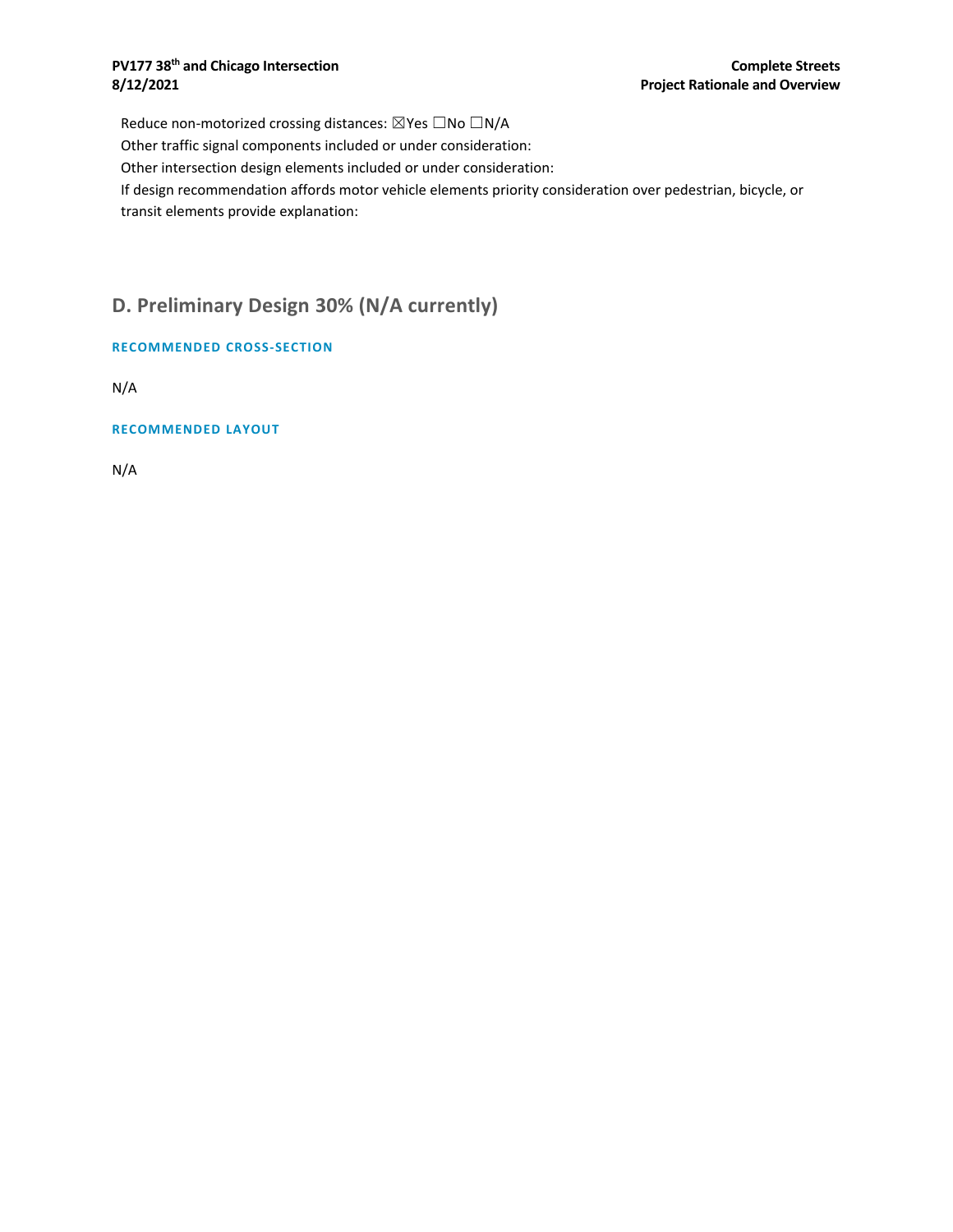Reduce non-motorized crossing distances: ☒Yes ☐No ☐N/A

Other traffic signal components included or under consideration:

Other intersection design elements included or under consideration:

If design recommendation affords motor vehicle elements priority consideration over pedestrian, bicycle, or transit elements provide explanation:

## D. Preliminary Design 30% (N/A currently)

### RECOMMENDED CROSS-SECTION

N/A

### RECOMMENDED LAYOUT

N/A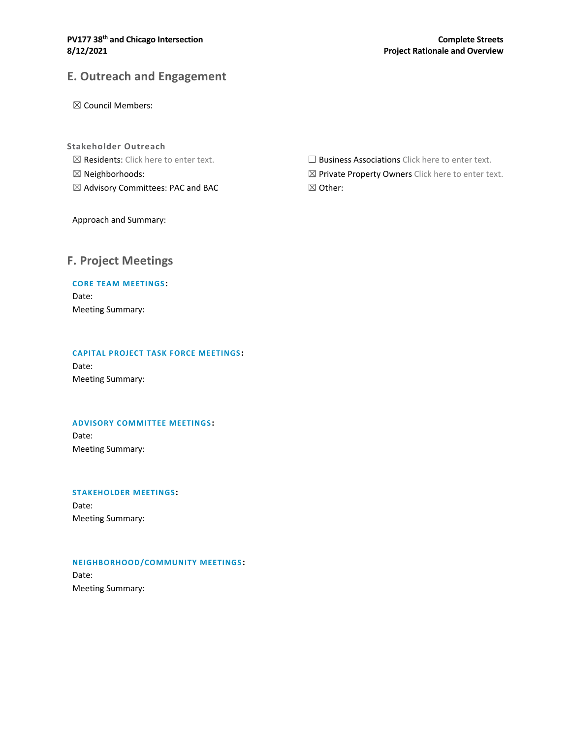## E. Outreach and Engagement

☒ Council Members:

**Stakeholder Outreach**

☒ Residents: Click here to enter text.

☒ Neighborhoods:

☒ Advisory Committees: PAC and BAC

☐ Business Associations Click here to enter text.

☒ Private Property Owners Click here to enter text.

☒ Other:

Approach and Summary:

## F. Project Meetings

**CORE TEAM MEETINGS:**

Date:

Meeting Summary:

**CAPITAL PROJECT TASK FORCE MEETINGS:**

Date:

Meeting Summary:

**ADVISORY COMMITTEE MEETINGS:**

Date:

Meeting Summary:

**STAKEHOLDER MEETINGS:**

Date:

Meeting Summary:

**NEIGHBORHOOD/COMMUNITY MEETINGS:**

Date:

Meeting Summary: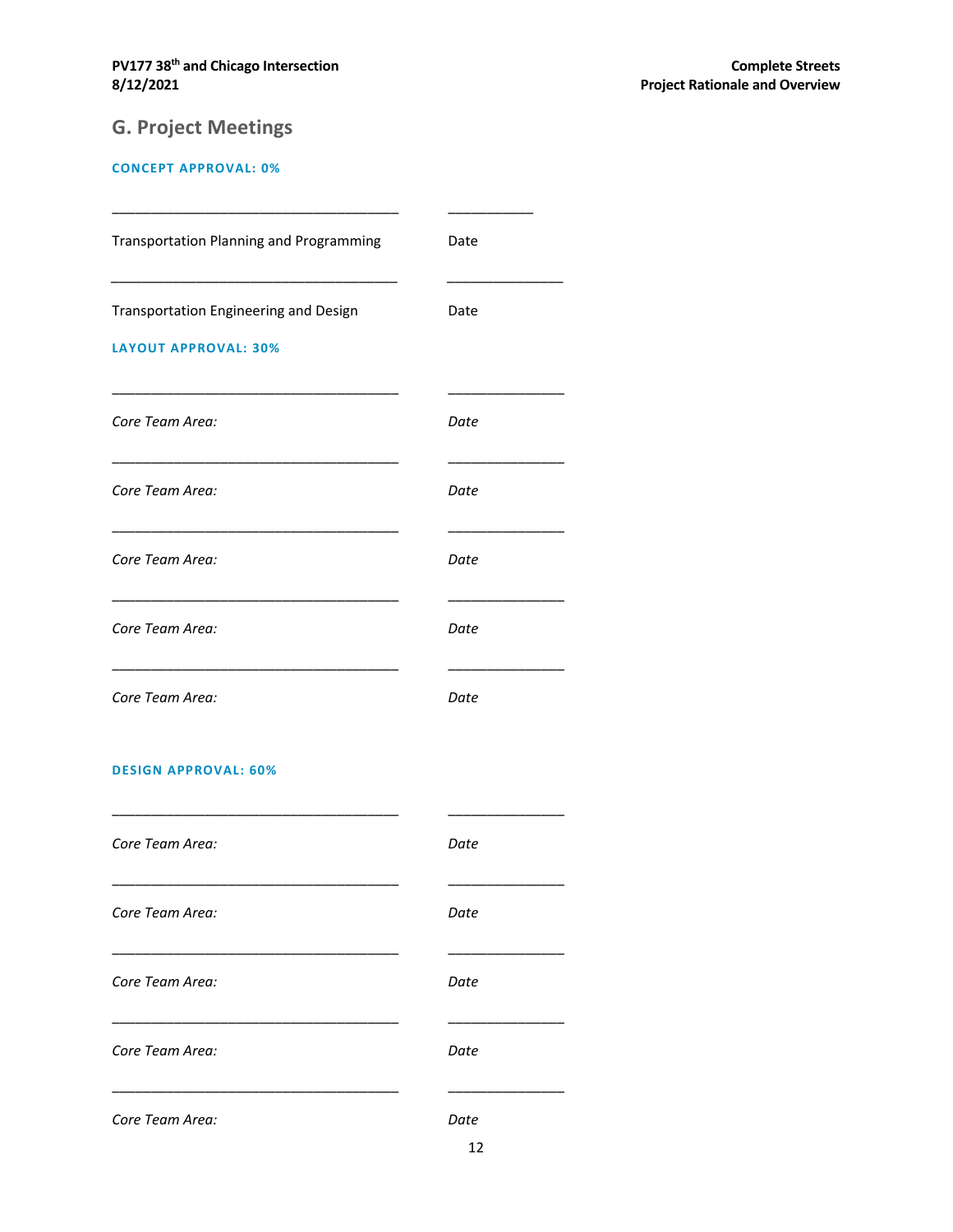## G. Project Meetings

### CONCEPT APPROVAL: 0%

\_\_\_\_\_\_\_\_\_\_\_\_\_\_\_\_\_\_\_\_\_\_\_\_\_\_\_\_\_\_\_\_\_\_\_\_\_\_ \_\_\_\_\_\_\_\_\_\_\_\_

Transportation Planning and Programming Date

\_\_\_\_\_\_\_\_\_\_\_\_\_\_\_\_\_\_\_\_\_\_\_\_\_\_\_\_\_\_\_\_\_\_\_\_\_\_ \_\_\_\_\_\_\_\_\_\_\_\_\_\_\_\_

Transportation Engineering and Design Date

### LAYOUT APPROVAL: 30%

\_\_\_\_\_\_\_\_\_\_\_\_\_\_\_\_\_\_\_\_\_\_\_\_\_\_\_\_\_\_\_\_\_\_\_\_\_\_ \_\_\_\_\_\_\_\_\_\_\_\_\_\_\_\_

*Core Team Area:* *Date*

\_\_\_\_\_\_\_\_\_\_\_\_\_\_\_\_\_\_\_\_\_\_\_\_\_\_\_\_\_\_\_\_\_\_\_\_\_\_ \_\_\_\_\_\_\_\_\_\_\_\_\_\_\_\_

*Core Team Area:* *Date*

\_\_\_\_\_\_\_\_\_\_\_\_\_\_\_\_\_\_\_\_\_\_\_\_\_\_\_\_\_\_\_\_\_\_\_\_\_\_ \_\_\_\_\_\_\_\_\_\_\_\_\_\_\_\_

*Core Team Area:* *Date*

\_\_\_\_\_\_\_\_\_\_\_\_\_\_\_\_\_\_\_\_\_\_\_\_\_\_\_\_\_\_\_\_\_\_\_\_\_\_ \_\_\_\_\_\_\_\_\_\_\_\_\_\_\_\_

*Core Team Area:* *Date*

\_\_\_\_\_\_\_\_\_\_\_\_\_\_\_\_\_\_\_\_\_\_\_\_\_\_\_\_\_\_\_\_\_\_\_\_\_\_ \_\_\_\_\_\_\_\_\_\_\_\_\_\_\_\_

*Core Team Area:* *Date*

### DESIGN APPROVAL: 60%

\_\_\_\_\_\_\_\_\_\_\_\_\_\_\_\_\_\_\_\_\_\_\_\_\_\_\_\_\_\_\_\_\_\_\_\_\_\_ \_\_\_\_\_\_\_\_\_\_\_\_\_\_\_\_

*Core Team Area:* *Date*

\_\_\_\_\_\_\_\_\_\_\_\_\_\_\_\_\_\_\_\_\_\_\_\_\_\_\_\_\_\_\_\_\_\_\_\_\_\_ \_\_\_\_\_\_\_\_\_\_\_\_\_\_\_\_

*Core Team Area:* *Date*

\_\_\_\_\_\_\_\_\_\_\_\_\_\_\_\_\_\_\_\_\_\_\_\_\_\_\_\_\_\_\_\_\_\_\_\_\_\_ \_\_\_\_\_\_\_\_\_\_\_\_\_\_\_\_

*Core Team Area:* *Date*

\_\_\_\_\_\_\_\_\_\_\_\_\_\_\_\_\_\_\_\_\_\_\_\_\_\_\_\_\_\_\_\_\_\_\_\_\_\_ \_\_\_\_\_\_\_\_\_\_\_\_\_\_\_\_

*Core Team Area:* *Date*

\_\_\_\_\_\_\_\_\_\_\_\_\_\_\_\_\_\_\_\_\_\_\_\_\_\_\_\_\_\_\_\_\_\_\_\_\_\_ \_\_\_\_\_\_\_\_\_\_\_\_\_\_\_\_

*Core Team Area:* *Date*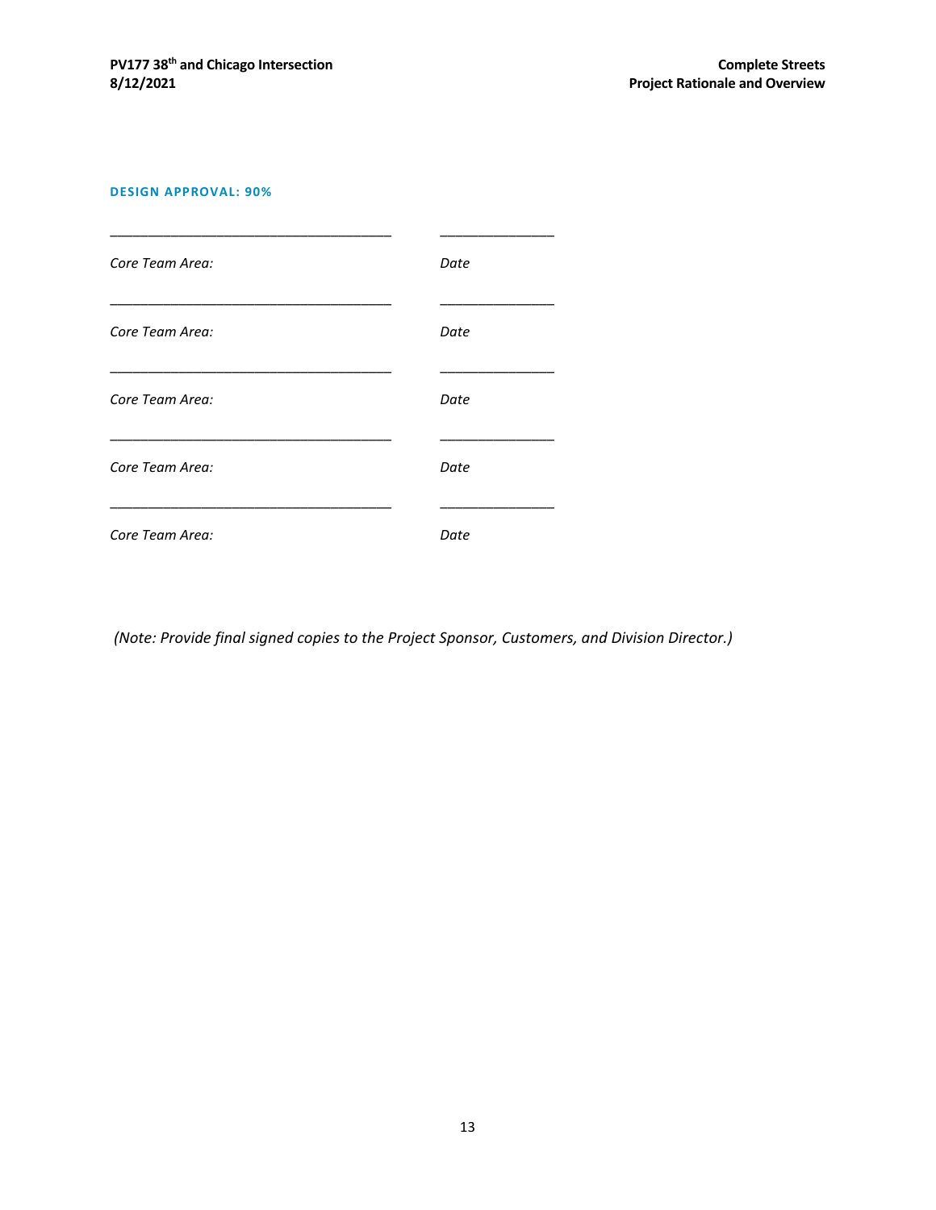## DESIGN APPROVAL: 90%

_______________________________________ _______________

*Core Team Area:* *Date*

_______________________________________ _______________

*Core Team Area:* *Date*

_______________________________________ _______________

*Core Team Area:* *Date*

_______________________________________ _______________

*Core Team Area:* *Date*

_______________________________________ _______________

*Core Team Area:* *Date*

*(Note: Provide final signed copies to the Project Sponsor, Customers, and Division Director.)*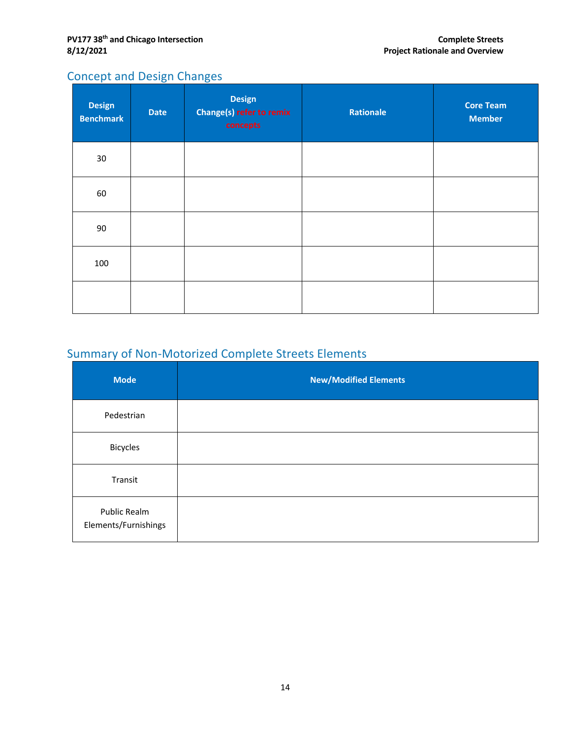## Concept and Design Changes

| Design Benchmark | Date | Design Change(s) refer to remix concepts | Rationale | Core Team Member |
|---|---|---|---|---|
| 30 | | | | |
| 60 | | | | |
| 90 | | | | |
| 100 | | | | |
| | | | | |

## Summary of Non-Motorized Complete Streets Elements

| Mode | New/Modified Elements |
|---|---|
| Pedestrian | |
| Bicycles | |
| Transit | |
| Public Realm Elements/Furnishings | |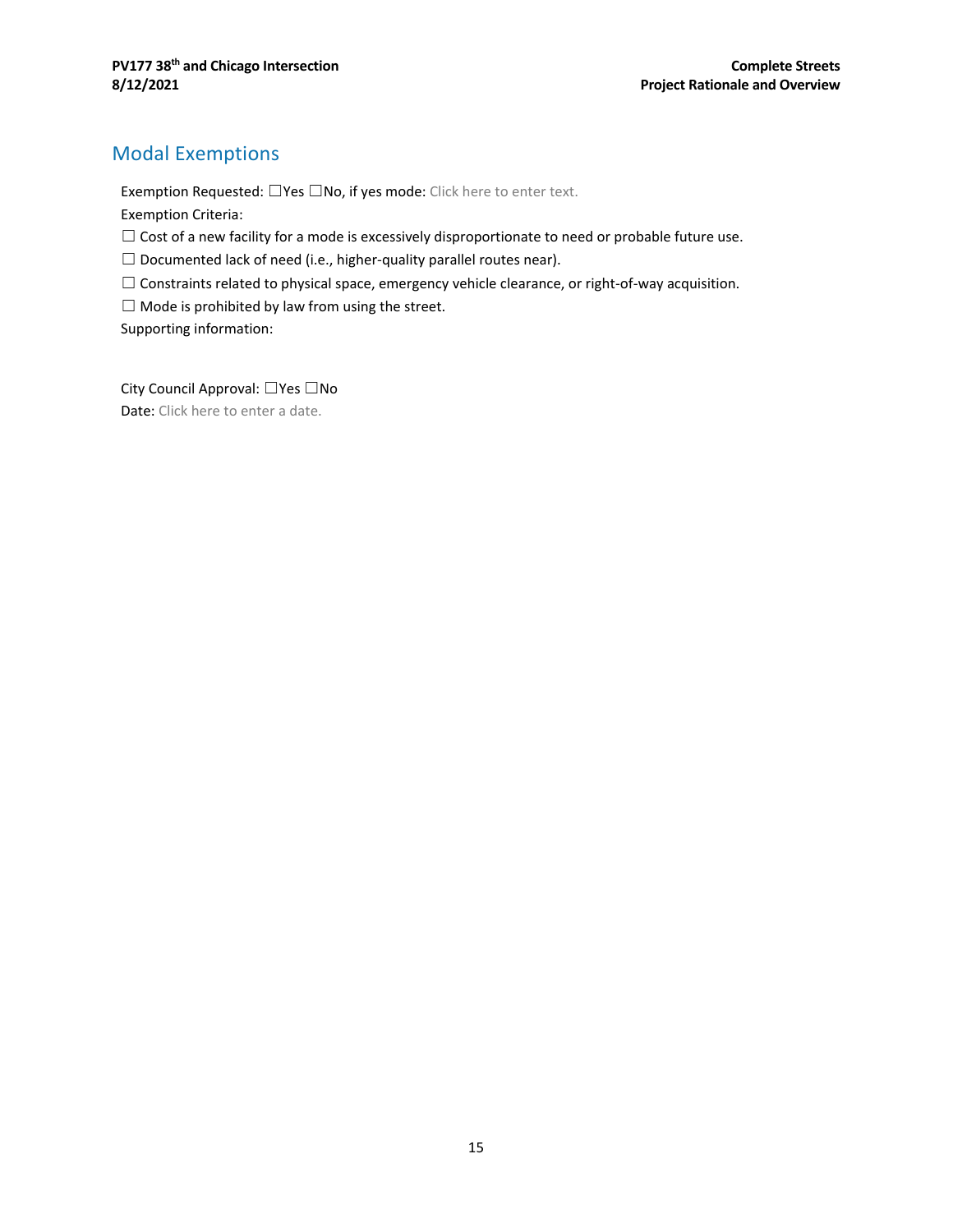## Modal Exemptions

Exemption Requested: ☐Yes ☐No, if yes mode: Click here to enter text.

Exemption Criteria:

☐ Cost of a new facility for a mode is excessively disproportionate to need or probable future use.

☐ Documented lack of need (i.e., higher-quality parallel routes near).

☐ Constraints related to physical space, emergency vehicle clearance, or right-of-way acquisition.

☐ Mode is prohibited by law from using the street.

Supporting information:

City Council Approval: ☐Yes ☐No

Date: Click here to enter a date.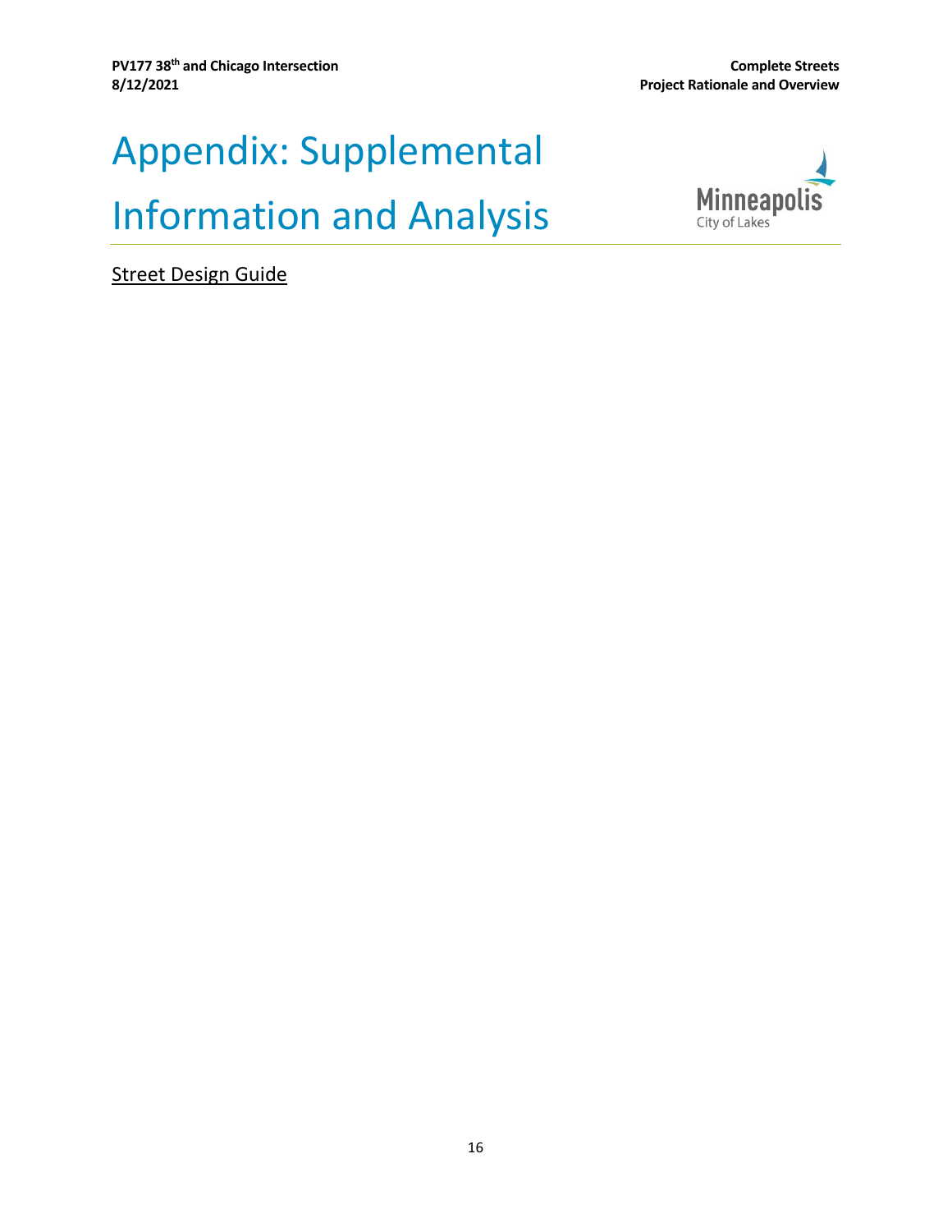# Appendix: Supplemental Information and Analysis

Street Design Guide